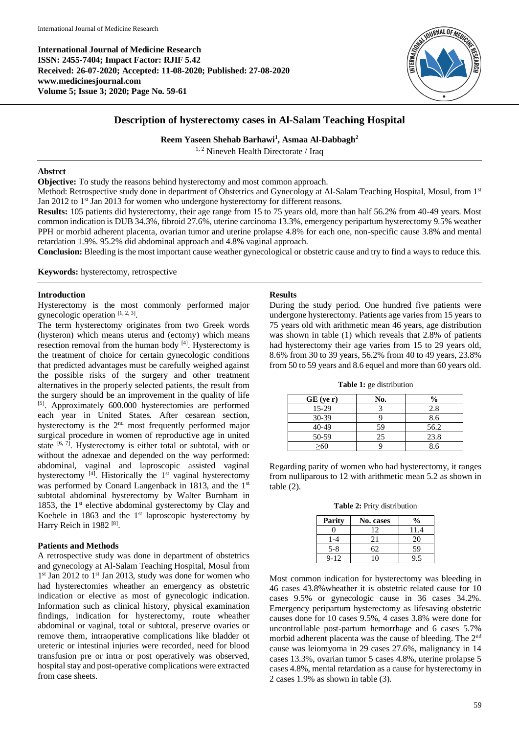**International Journal of Medicine Research**
**ISSN: 2455-7404; Impact Factor: RJIF 5.42**
**Received: 26-07-2020; Accepted: 11-08-2020; Published: 27-08-2020**
**www.medicinesjournal.com**
**Volume 5; Issue 3; 2020; Page No. 59-61**

# Description of hysterectomy cases in Al-Salam Teaching Hospital

**Reem Yaseen Shehab Barhawi[1], Asmaa Al-Dabbagh[2]**

[1, 2] Nineveh Health Directorate / Iraq

### Abstrct

**Objective:** To study the reasons behind hysterectomy and most common approach.

Method: Retrospective study done in department of Obstetrics and Gynecology at Al-Salam Teaching Hospital, Mosul, from 1st Jan 2012 to 1st Jan 2013 for women who undergone hysterectomy for different reasons.

**Results:** 105 patients did hysterectomy, their age range from 15 to 75 years old, more than half 56.2% from 40-49 years. Most common indication is DUB 34.3%, fibroid 27.6%, uterine carcinoma 13.3%, emergency peripartum hysterectomy 9.5% weather PPH or morbid adherent placenta, ovarian tumor and uterine prolapse 4.8% for each one, non-specific cause 3.8% and mental retardation 1.9%. 95.2% did abdominal approach and 4.8% vaginal approach.

**Conclusion:** Bleeding is the most important cause weather gynecological or obstetric cause and try to find a ways to reduce this.

**Keywords:** hysterectomy, retrospective

## Introduction

Hysterectomy is the most commonly performed major gynecologic operation [1, 2, 3].

The term hysterectomy originates from two Greek words (hysteron) which means uterus and (ectomy) which means resection removal from the human body [4]. Hysterectomy is the treatment of choice for certain gynecologic conditions that predicted advantages must be carefully weighed against the possible risks of the surgery and other treatment alternatives in the properly selected patients, the result from the surgery should be an improvement in the quality of life [5]. Approximately 600.000 hysterectomies are performed each year in United States. After cesarean section, hysterectomy is the 2nd most frequently performed major surgical procedure in women of reproductive age in united state [6, 7]. Hysterectomy is either total or subtotal, with or without the adnexae and depended on the way performed: abdominal, vaginal and laproscopic assisted vaginal hysterectomy [4]. Historically the 1st vaginal hysterectomy was performed by Conard Langenback in 1813, and the 1st subtotal abdominal hysterectomy by Walter Burnham in 1853, the 1st elective abdominal gysterectomy by Clay and Koebele in 1863 and the 1st laproscopic hysterectomy by Harry Reich in 1982 [8].

## Patients and Methods

A retrospective study was done in department of obstetrics and gynecology at Al-Salam Teaching Hospital, Mosul from 1st Jan 2012 to 1st Jan 2013, study was done for women who had hysterectomies wheather an emergency as obstetric indication or elective as most of gynecologic indication. Information such as clinical history, physical examination findings, indication for hysterectomy, route wheather abdominal or vaginal, total or subtotal, preserve ovaries or remove them, intraoperative complications like bladder ot ureteric or intestinal injuries were recorded, need for blood transfusion pre or intra or post operatively was observed, hospital stay and post-operative complications were extracted from case sheets.

## Results

During the study period. One hundred five patients were undergone hysterectomy. Patients age varies from 15 years to 75 years old with arithmetic mean 46 years, age distribution was shown in table (1) which reveals that 2.8% of patients had hysterectomy their age varies from 15 to 29 years old, 8.6% from 30 to 39 years, 56.2% from 40 to 49 years, 23.8% from 50 to 59 years and 8.6 equel and more than 60 years old.

**Table 1:** ge distribution

| GE (ye r) | No. | % |
|---|---|---|
| 15-29 | 3 | 2.8 |
| 30-39 | 9 | 8.6 |
| 40-49 | 59 | 56.2 |
| 50-59 | 25 | 23.8 |
| ≥60 | 9 | 8.6 |

Regarding parity of women who had hysterectomy, it ranges from nulliparous to 12 with arithmetic mean 5.2 as shown in table (2).

**Table 2:** Prity distribution

| Parity | No. cases | % |
|---|---|---|
| 0 | 12 | 11.4 |
| 1-4 | 21 | 20 |
| 5-8 | 62 | 59 |
| 9-12 | 10 | 9.5 |

Most common indication for hysterectomy was bleeding in 46 cases 43.8%wheather it is obstetric related cause for 10 cases 9.5% or gynecologic cause in 36 cases 34.2%. Emergency peripartum hysterectomy as lifesaving obstetric causes done for 10 cases 9.5%, 4 cases 3.8% were done for uncontrollable post-partum hemorrhage and 6 cases 5.7% morbid adherent placenta was the cause of bleeding. The 2nd cause was leiomyoma in 29 cases 27.6%, malignancy in 14 cases 13.3%, ovarian tumor 5 cases 4.8%, uterine prolapse 5 cases 4.8%, mental retardation as a cause for hysterectomy in 2 cases 1.9% as shown in table (3).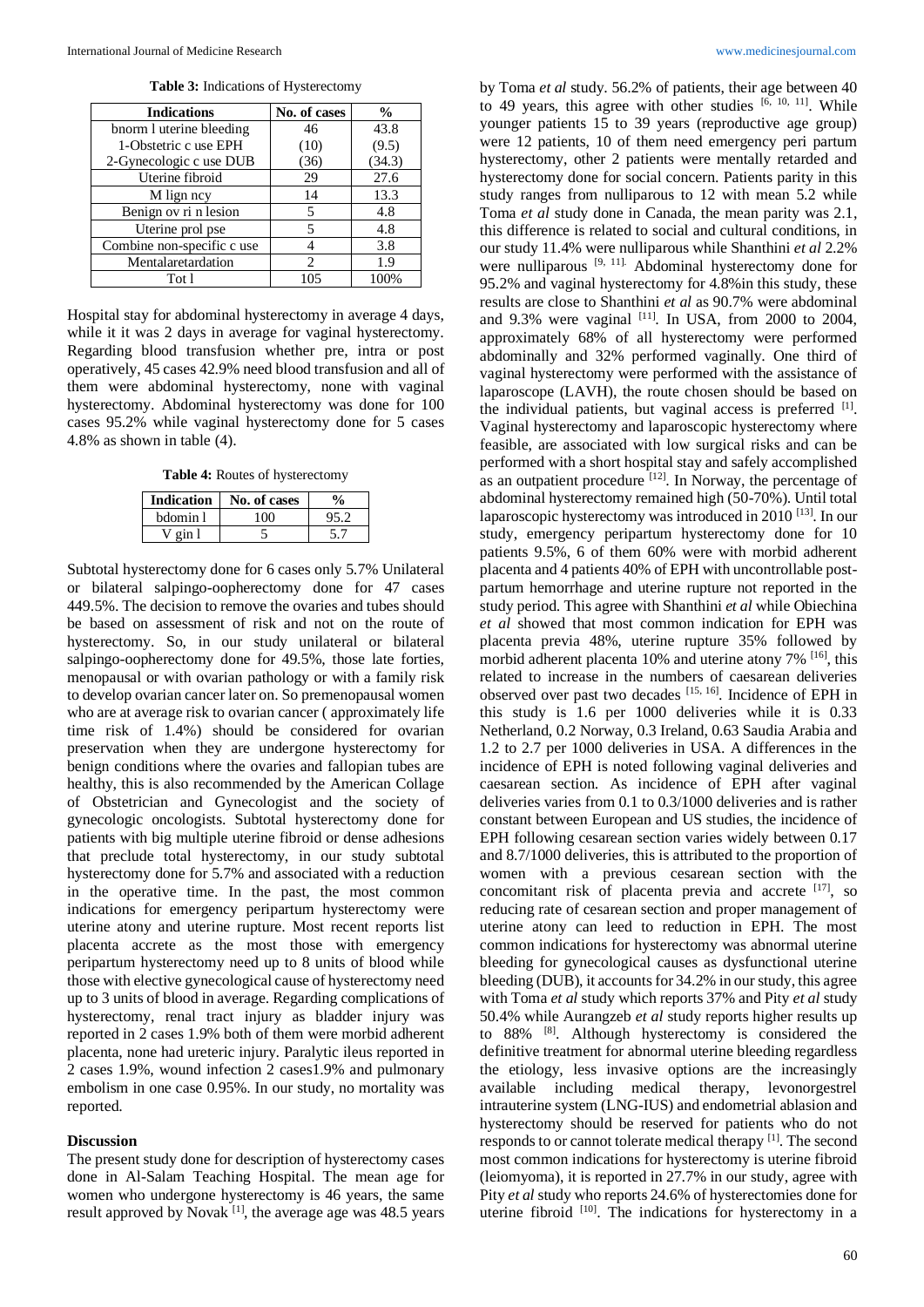**Table 3:** Indications of Hysterectomy

| Indications | No. of cases | % |
|---|---|---|
| bnorm l uterine bleeding | 46 | 43.8 |
| 1-Obstetric c use EPH | (10) | (9.5) |
| 2-Gynecologic c use DUB | (36) | (34.3) |
| Uterine fibroid | 29 | 27.6 |
| M lign ncy | 14 | 13.3 |
| Benign ov ri n lesion | 5 | 4.8 |
| Uterine prol pse | 5 | 4.8 |
| Combine non-specific c use | 4 | 3.8 |
| Mentalaretardation | 2 | 1.9 |
| Tot l | 105 | 100% |

Hospital stay for abdominal hysterectomy in average 4 days, while it it was 2 days in average for vaginal hysterectomy. Regarding blood transfusion whether pre, intra or post operatively, 45 cases 42.9% need blood transfusion and all of them were abdominal hysterectomy, none with vaginal hysterectomy. Abdominal hysterectomy was done for 100 cases 95.2% while vaginal hysterectomy done for 5 cases 4.8% as shown in table (4).

**Table 4:** Routes of hysterectomy

| Indication | No. of cases | % |
|---|---|---|
| bdomin l | 100 | 95.2 |
| V gin l | 5 | 5.7 |

Subtotal hysterectomy done for 6 cases only 5.7% Unilateral or bilateral salpingo-oopherectomy done for 47 cases 449.5%. The decision to remove the ovaries and tubes should be based on assessment of risk and not on the route of hysterectomy. So, in our study unilateral or bilateral salpingo-oopherectomy done for 49.5%, those late forties, menopausal or with ovarian pathology or with a family risk to develop ovarian cancer later on. So premenopausal women who are at average risk to ovarian cancer ( approximately life time risk of 1.4%) should be considered for ovarian preservation when they are undergone hysterectomy for benign conditions where the ovaries and fallopian tubes are healthy, this is also recommended by the American Collage of Obstetrician and Gynecologist and the society of gynecologic oncologists. Subtotal hysterectomy done for patients with big multiple uterine fibroid or dense adhesions that preclude total hysterectomy, in our study subtotal hysterectomy done for 5.7% and associated with a reduction in the operative time. In the past, the most common indications for emergency peripartum hysterectomy were uterine atony and uterine rupture. Most recent reports list placenta accrete as the most those with emergency peripartum hysterectomy need up to 8 units of blood while those with elective gynecological cause of hysterectomy need up to 3 units of blood in average. Regarding complications of hysterectomy, renal tract injury as bladder injury was reported in 2 cases 1.9% both of them were morbid adherent placenta, none had ureteric injury. Paralytic ileus reported in 2 cases 1.9%, wound infection 2 cases1.9% and pulmonary embolism in one case 0.95%. In our study, no mortality was reported.

## Discussion

The present study done for description of hysterectomy cases done in Al-Salam Teaching Hospital. The mean age for women who undergone hysterectomy is 46 years, the same result approved by Novak [1], the average age was 48.5 years by Toma *et al* study. 56.2% of patients, their age between 40 to 49 years, this agree with other studies [6, 10, 11]. While younger patients 15 to 39 years (reproductive age group) were 12 patients, 10 of them need emergency peri partum hysterectomy, other 2 patients were mentally retarded and hysterectomy done for social concern. Patients parity in this study ranges from nulliparous to 12 with mean 5.2 while Toma *et al* study done in Canada, the mean parity was 2.1, this difference is related to social and cultural conditions, in our study 11.4% were nulliparous while Shanthini *et al* 2.2% were nulliparous [9, 11]. Abdominal hysterectomy done for 95.2% and vaginal hysterectomy for 4.8%in this study, these results are close to Shanthini *et al* as 90.7% were abdominal and 9.3% were vaginal [11]. In USA, from 2000 to 2004, approximately 68% of all hysterectomy were performed abdominally and 32% performed vaginally. One third of vaginal hysterectomy were performed with the assistance of laparoscope (LAVH), the route chosen should be based on the individual patients, but vaginal access is preferred [1]. Vaginal hysterectomy and laparoscopic hysterectomy where feasible, are associated with low surgical risks and can be performed with a short hospital stay and safely accomplished as an outpatient procedure [12]. In Norway, the percentage of abdominal hysterectomy remained high (50-70%). Until total laparoscopic hysterectomy was introduced in 2010 [13]. In our study, emergency peripartum hysterectomy done for 10 patients 9.5%, 6 of them 60% were with morbid adherent placenta and 4 patients 40% of EPH with uncontrollable post-partum hemorrhage and uterine rupture not reported in the study period. This agree with Shanthini *et al* while Obiechina *et al* showed that most common indication for EPH was placenta previa 48%, uterine rupture 35% followed by morbid adherent placenta 10% and uterine atony 7% [16], this related to increase in the numbers of caesarean deliveries observed over past two decades [15, 16]. Incidence of EPH in this study is 1.6 per 1000 deliveries while it is 0.33 Netherland, 0.2 Norway, 0.3 Ireland, 0.63 Saudia Arabia and 1.2 to 2.7 per 1000 deliveries in USA. A differences in the incidence of EPH is noted following vaginal deliveries and caesarean section. As incidence of EPH after vaginal deliveries varies from 0.1 to 0.3/1000 deliveries and is rather constant between European and US studies, the incidence of EPH following cesarean section varies widely between 0.17 and 8.7/1000 deliveries, this is attributed to the proportion of women with a previous cesarean section with the concomitant risk of placenta previa and accrete [17], so reducing rate of cesarean section and proper management of uterine atony can leed to reduction in EPH. The most common indications for hysterectomy was abnormal uterine bleeding for gynecological causes as dysfunctional uterine bleeding (DUB), it accounts for 34.2% in our study, this agree with Toma *et al* study which reports 37% and Pity *et al* study 50.4% while Aurangzeb *et al* study reports higher results up to 88% [8]. Although hysterectomy is considered the definitive treatment for abnormal uterine bleeding regardless the etiology, less invasive options are the increasingly available including medical therapy, levonorgestrel intrauterine system (LNG-IUS) and endometrial ablasion and hysterectomy should be reserved for patients who do not responds to or cannot tolerate medical therapy [1]. The second most common indications for hysterectomy is uterine fibroid (leiomyoma), it is reported in 27.7% in our study, agree with Pity *et al* study who reports 24.6% of hysterectomies done for uterine fibroid [10]. The indications for hysterectomy in a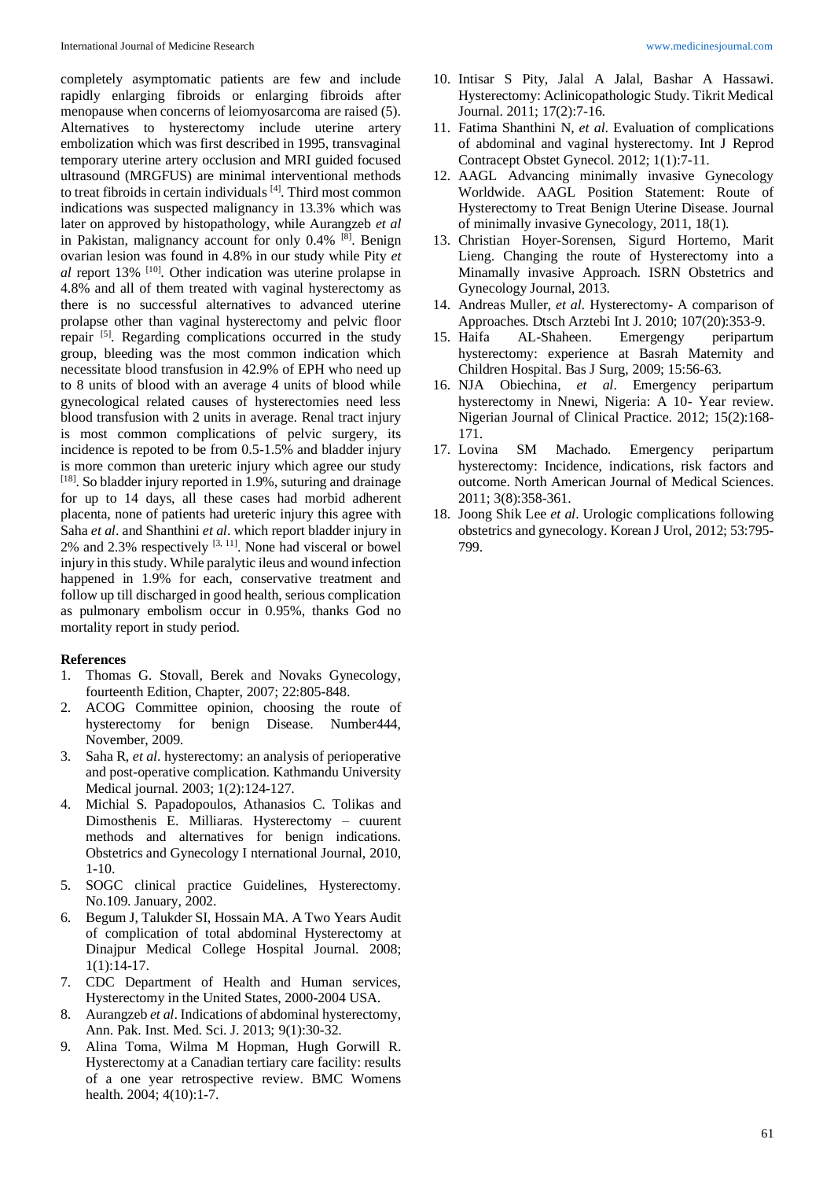completely asymptomatic patients are few and include rapidly enlarging fibroids or enlarging fibroids after menopause when concerns of leiomyosarcoma are raised (5). Alternatives to hysterectomy include uterine artery embolization which was first described in 1995, transvaginal temporary uterine artery occlusion and MRI guided focused ultrasound (MRGFUS) are minimal interventional methods to treat fibroids in certain individuals [4]. Third most common indications was suspected malignancy in 13.3% which was later on approved by histopathology, while Aurangzeb *et al* in Pakistan, malignancy account for only 0.4% [8]. Benign ovarian lesion was found in 4.8% in our study while Pity *et al* report 13% [10]. Other indication was uterine prolapse in 4.8% and all of them treated with vaginal hysterectomy as there is no successful alternatives to advanced uterine prolapse other than vaginal hysterectomy and pelvic floor repair [5]. Regarding complications occurred in the study group, bleeding was the most common indication which necessitate blood transfusion in 42.9% of EPH who need up to 8 units of blood with an average 4 units of blood while gynecological related causes of hysterectomies need less blood transfusion with 2 units in average. Renal tract injury is most common complications of pelvic surgery, its incidence is repoted to be from 0.5-1.5% and bladder injury is more common than ureteric injury which agree our study [18]. So bladder injury reported in 1.9%, suturing and drainage for up to 14 days, all these cases had morbid adherent placenta, none of patients had ureteric injury this agree with Saha *et al*. and Shanthini *et al*. which report bladder injury in 2% and 2.3% respectively [3, 11]. None had visceral or bowel injury in this study. While paralytic ileus and wound infection happened in 1.9% for each, conservative treatment and follow up till discharged in good health, serious complication as pulmonary embolism occur in 0.95%, thanks God no mortality report in study period.

## References

1. Thomas G. Stovall, Berek and Novaks Gynecology, fourteenth Edition, Chapter, 2007; 22:805-848.
2. ACOG Committee opinion, choosing the route of hysterectomy for benign Disease. Number444, November, 2009.
3. Saha R, *et al*. hysterectomy: an analysis of perioperative and post-operative complication. Kathmandu University Medical journal. 2003; 1(2):124-127.
4. Michial S. Papadopoulos, Athanasios C. Tolikas and Dimosthenis E. Milliaras. Hysterectomy – cuurent methods and alternatives for benign indications. Obstetrics and Gynecology I nternational Journal, 2010, 1-10.
5. SOGC clinical practice Guidelines, Hysterectomy. No.109. January, 2002.
6. Begum J, Talukder SI, Hossain MA. A Two Years Audit of complication of total abdominal Hysterectomy at Dinajpur Medical College Hospital Journal. 2008; 1(1):14-17.
7. CDC Department of Health and Human services, Hysterectomy in the United States, 2000-2004 USA.
8. Aurangzeb *et al*. Indications of abdominal hysterectomy, Ann. Pak. Inst. Med. Sci. J. 2013; 9(1):30-32.
9. Alina Toma, Wilma M Hopman, Hugh Gorwill R. Hysterectomy at a Canadian tertiary care facility: results of a one year retrospective review. BMC Womens health. 2004; 4(10):1-7.
10. Intisar S Pity, Jalal A Jalal, Bashar A Hassawi. Hysterectomy: Aclinicopathologic Study. Tikrit Medical Journal. 2011; 17(2):7-16.
11. Fatima Shanthini N, *et al*. Evaluation of complications of abdominal and vaginal hysterectomy. Int J Reprod Contracept Obstet Gynecol. 2012; 1(1):7-11.
12. AAGL Advancing minimally invasive Gynecology Worldwide. AAGL Position Statement: Route of Hysterectomy to Treat Benign Uterine Disease. Journal of minimally invasive Gynecology, 2011, 18(1).
13. Christian Hoyer-Sorensen, Sigurd Hortemo, Marit Lieng. Changing the route of Hysterectomy into a Minamally invasive Approach. ISRN Obstetrics and Gynecology Journal, 2013.
14. Andreas Muller, *et al*. Hysterectomy- A comparison of Approaches. Dtsch Arztebi Int J. 2010; 107(20):353-9.
15. Haifa AL-Shaheen. Emergengy peripartum hysterectomy: experience at Basrah Maternity and Children Hospital. Bas J Surg, 2009; 15:56-63.
16. NJA Obiechina, *et al*. Emergency peripartum hysterectomy in Nnewi, Nigeria: A 10- Year review. Nigerian Journal of Clinical Practice. 2012; 15(2):168-171.
17. Lovina SM Machado. Emergency peripartum hysterectomy: Incidence, indications, risk factors and outcome. North American Journal of Medical Sciences. 2011; 3(8):358-361.
18. Joong Shik Lee *et al*. Urologic complications following obstetrics and gynecology. Korean J Urol, 2012; 53:795-799.